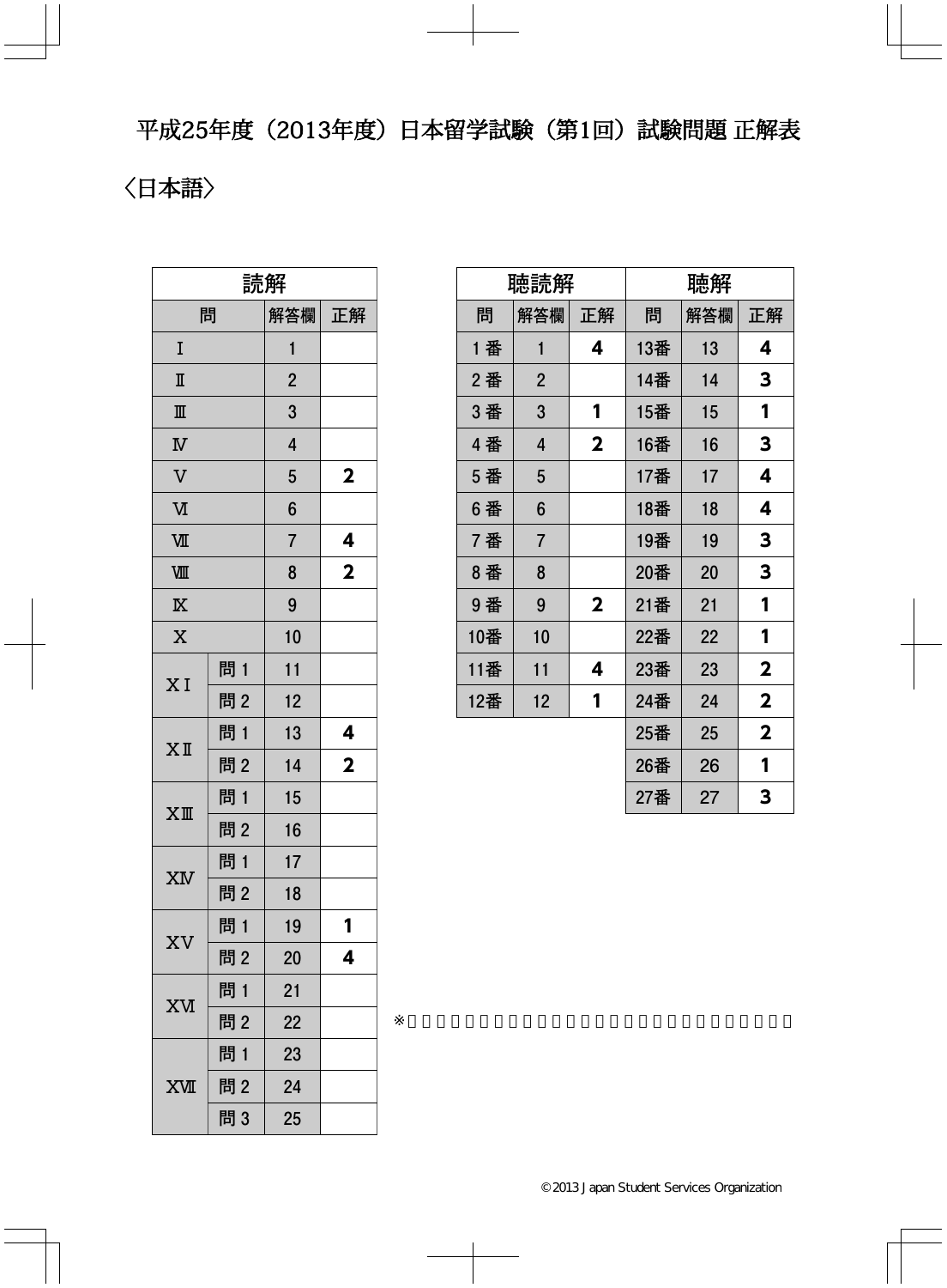# 平成25年度（2013年度）日本留学試験（第1回）試験問題 正解表

〈日本語〉

| 読解 | | | |
|---|---|---|---|
| 問 | | 解答欄 | 正解 |
| Ⅰ | | 1 | |
| Ⅱ | | 2 | |
| Ⅲ | | 3 | |
| Ⅳ | | 4 | |
| Ⅴ | | 5 | 2 |
| Ⅵ | | 6 | |
| Ⅶ | | 7 | 4 |
| Ⅷ | | 8 | 2 |
| Ⅸ | | 9 | |
| Ⅹ | | 10 | |
| ⅩⅠ | 問１ | 11 | |
| | 問２ | 12 | |
| ⅩⅡ | 問１ | 13 | 4 |
| | 問２ | 14 | 2 |
| ⅩⅢ | 問１ | 15 | |
| | 問２ | 16 | |
| ⅩⅣ | 問１ | 17 | |
| | 問２ | 18 | |
| ⅩⅤ | 問１ | 19 | 1 |
| | 問２ | 20 | 4 |
| ⅩⅥ | 問１ | 21 | |
| | 問２ | 22 | |
| ⅩⅦ | 問１ | 23 | |
| | 問２ | 24 | |
| | 問３ | 25 | |

| 聴読解 | | | 聴解 | | |
|---|---|---|---|---|---|
| 問 | 解答欄 | 正解 | 問 | 解答欄 | 正解 |
| １番 | 1 | 4 | 13番 | 13 | 4 |
| ２番 | 2 | | 14番 | 14 | 3 |
| ３番 | 3 | 1 | 15番 | 15 | 1 |
| ４番 | 4 | 2 | 16番 | 16 | 3 |
| ５番 | 5 | | 17番 | 17 | 4 |
| ６番 | 6 | | 18番 | 18 | 4 |
| ７番 | 7 | | 19番 | 19 | 3 |
| ８番 | 8 | | 20番 | 20 | 3 |
| ９番 | 9 | 2 | 21番 | 21 | 1 |
| 10番 | 10 | | 22番 | 22 | 1 |
| 11番 | 11 | 4 | 23番 | 23 | 2 |
| 12番 | 12 | 1 | 24番 | 24 | 2 |
| | | | 25番 | 25 | 2 |
| | | | 26番 | 26 | 1 |
| | | | 27番 | 27 | 3 |

※

©2013 Japan Student Services Organization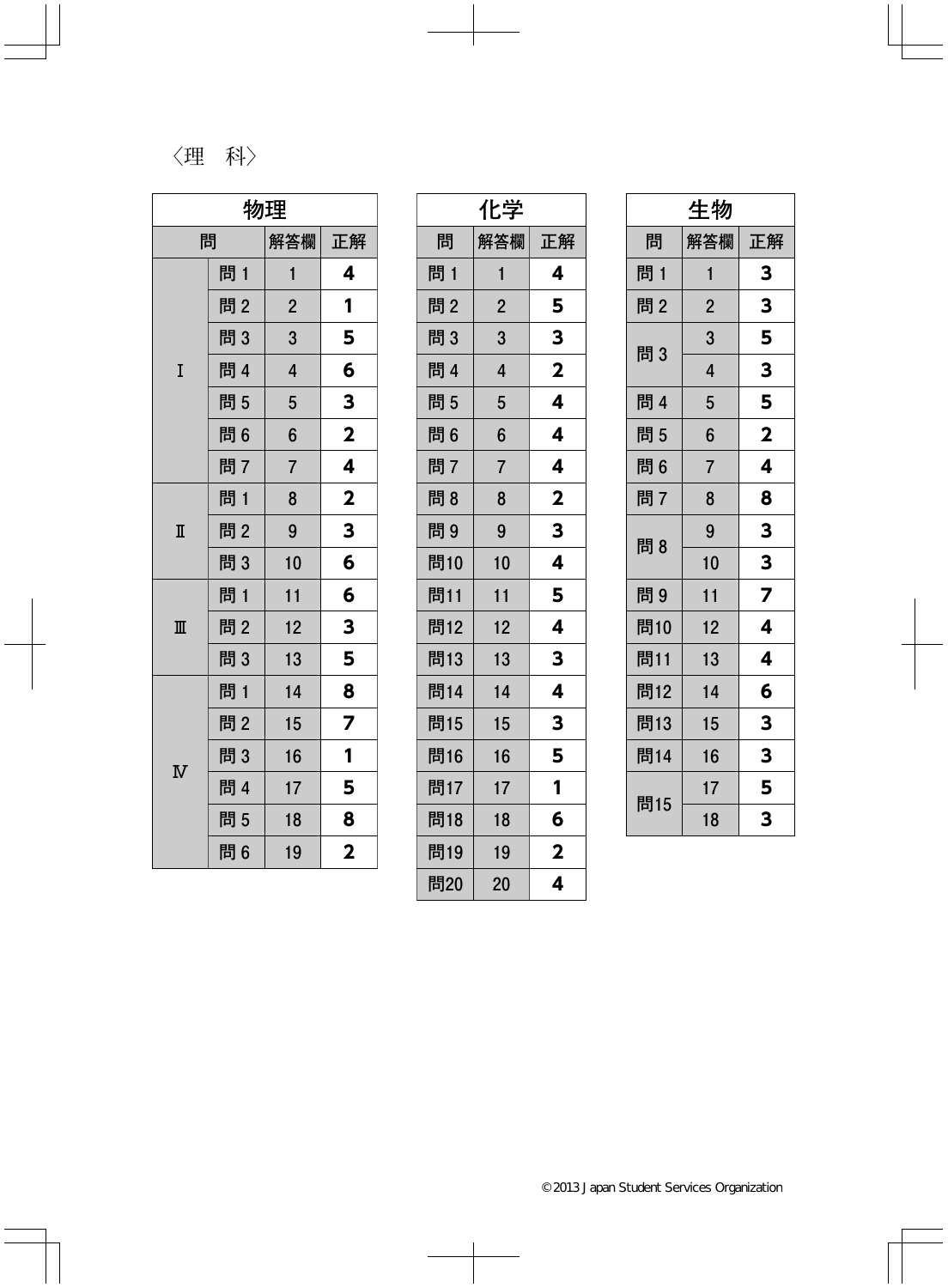〈理　科〉

| 物理 | | | |
|---|---|---|---|
| 問 | | 解答欄 | 正解 |
| Ⅰ | 問 1 | 1 | **4** |
| | 問 2 | 2 | **1** |
| | 問 3 | 3 | **5** |
| | 問 4 | 4 | **6** |
| | 問 5 | 5 | **3** |
| | 問 6 | 6 | **2** |
| | 問 7 | 7 | **4** |
| Ⅱ | 問 1 | 8 | **2** |
| | 問 2 | 9 | **3** |
| | 問 3 | 10 | **6** |
| Ⅲ | 問 1 | 11 | **6** |
| | 問 2 | 12 | **3** |
| | 問 3 | 13 | **5** |
| Ⅳ | 問 1 | 14 | **8** |
| | 問 2 | 15 | **7** |
| | 問 3 | 16 | **1** |
| | 問 4 | 17 | **5** |
| | 問 5 | 18 | **8** |
| | 問 6 | 19 | **2** |

| 化学 | | |
|---|---|---|
| 問 | 解答欄 | 正解 |
| 問 1 | 1 | **4** |
| 問 2 | 2 | **5** |
| 問 3 | 3 | **3** |
| 問 4 | 4 | **2** |
| 問 5 | 5 | **4** |
| 問 6 | 6 | **4** |
| 問 7 | 7 | **4** |
| 問 8 | 8 | **2** |
| 問 9 | 9 | **3** |
| 問10 | 10 | **4** |
| 問11 | 11 | **5** |
| 問12 | 12 | **4** |
| 問13 | 13 | **3** |
| 問14 | 14 | **4** |
| 問15 | 15 | **3** |
| 問16 | 16 | **5** |
| 問17 | 17 | **1** |
| 問18 | 18 | **6** |
| 問19 | 19 | **2** |
| 問20 | 20 | **4** |

| 生物 | | |
|---|---|---|
| 問 | 解答欄 | 正解 |
| 問 1 | 1 | **3** |
| 問 2 | 2 | **3** |
| 問 3 | 3 | **5** |
| | 4 | **3** |
| 問 4 | 5 | **5** |
| 問 5 | 6 | **2** |
| 問 6 | 7 | **4** |
| 問 7 | 8 | **8** |
| 問 8 | 9 | **3** |
| | 10 | **3** |
| 問 9 | 11 | **7** |
| 問10 | 12 | **4** |
| 問11 | 13 | **4** |
| 問12 | 14 | **6** |
| 問13 | 15 | **3** |
| 問14 | 16 | **3** |
| 問15 | 17 | **5** |
| | 18 | **3** |

©2013 Japan Student Services Organization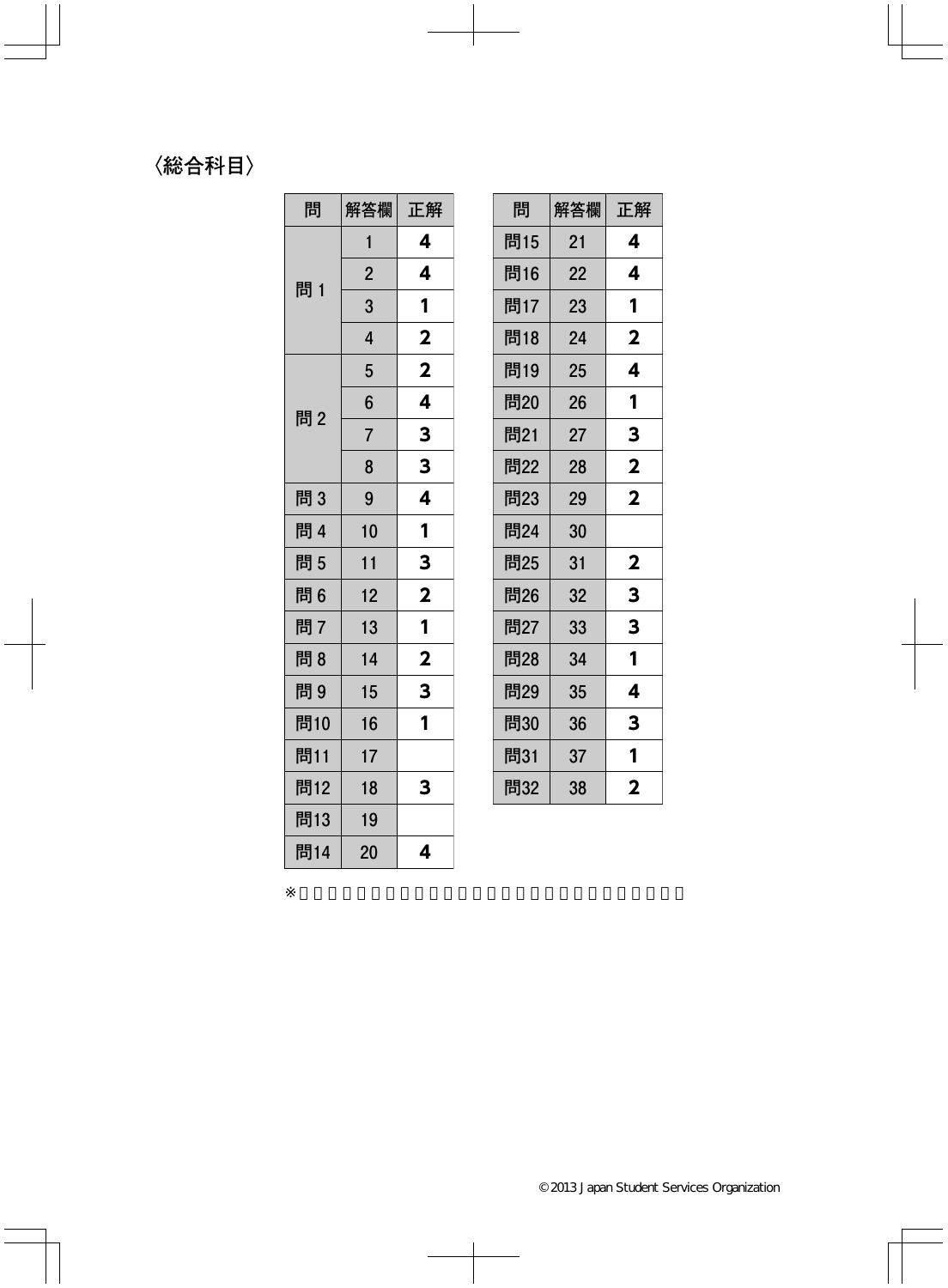〈総合科目〉

| 問 | 解答欄 | 正解 |
|---|---|---|
| 問 1 | 1 | 4 |
| | 2 | 4 |
| | 3 | 1 |
| | 4 | 2 |
| 問 2 | 5 | 2 |
| | 6 | 4 |
| | 7 | 3 |
| | 8 | 3 |
| 問 3 | 9 | 4 |
| 問 4 | 10 | 1 |
| 問 5 | 11 | 3 |
| 問 6 | 12 | 2 |
| 問 7 | 13 | 1 |
| 問 8 | 14 | 2 |
| 問 9 | 15 | 3 |
| 問10 | 16 | 1 |
| 問11 | 17 | |
| 問12 | 18 | 3 |
| 問13 | 19 | |
| 問14 | 20 | 4 |

| 問 | 解答欄 | 正解 |
|---|---|---|
| 問15 | 21 | 4 |
| 問16 | 22 | 4 |
| 問17 | 23 | 1 |
| 問18 | 24 | 2 |
| 問19 | 25 | 4 |
| 問20 | 26 | 1 |
| 問21 | 27 | 3 |
| 問22 | 28 | 2 |
| 問23 | 29 | 2 |
| 問24 | 30 | |
| 問25 | 31 | 2 |
| 問26 | 32 | 3 |
| 問27 | 33 | 3 |
| 問28 | 34 | 1 |
| 問29 | 35 | 4 |
| 問30 | 36 | 3 |
| 問31 | 37 | 1 |
| 問32 | 38 | 2 |

※

© 2013 Japan Student Services Organization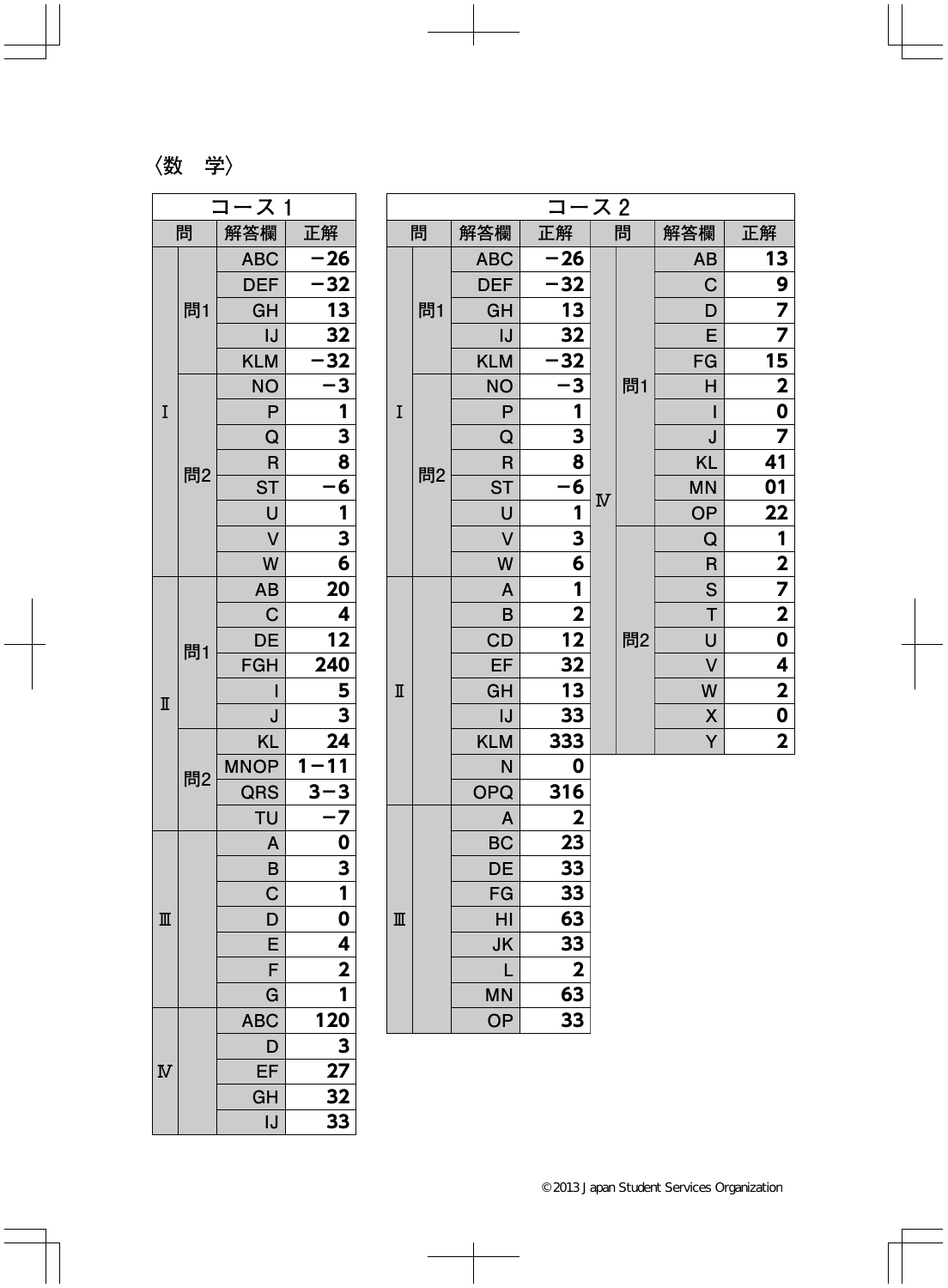〈数　学〉

**コース 1**

| 問 | | 解答欄 | 正解 |
|---|---|---|---|
| Ⅰ | 問1 | ABC | −26 |
| | | DEF | −32 |
| | | GH | 13 |
| | | IJ | 32 |
| | | KLM | −32 |
| | 問2 | NO | −3 |
| | | P | 1 |
| | | Q | 3 |
| | | R | 8 |
| | | ST | −6 |
| | | U | 1 |
| | | V | 3 |
| | | W | 6 |
| Ⅱ | 問1 | AB | 20 |
| | | C | 4 |
| | | DE | 12 |
| | | FGH | 240 |
| | | I | 5 |
| | | J | 3 |
| | 問2 | KL | 24 |
| | | MNOP | 1−11 |
| | | QRS | 3−3 |
| | | TU | −7 |
| Ⅲ | | A | 0 |
| | | B | 3 |
| | | C | 1 |
| | | D | 0 |
| | | E | 4 |
| | | F | 2 |
| | | G | 1 |
| Ⅳ | | ABC | 120 |
| | | D | 3 |
| | | EF | 27 |
| | | GH | 32 |
| | | IJ | 33 |

**コース 2**

| 問 | | 解答欄 | 正解 |
|---|---|---|---|
| Ⅰ | 問1 | ABC | −26 |
| | | DEF | −32 |
| | | GH | 13 |
| | | IJ | 32 |
| | | KLM | −32 |
| | 問2 | NO | −3 |
| | | P | 1 |
| | | Q | 3 |
| | | R | 8 |
| | | ST | −6 |
| | | U | 1 |
| | | V | 3 |
| | | W | 6 |
| Ⅱ | | A | 1 |
| | | B | 2 |
| | | CD | 12 |
| | | EF | 32 |
| | | GH | 13 |
| | | IJ | 33 |
| | | KLM | 333 |
| | | N | 0 |
| | | OPQ | 316 |
| Ⅲ | | A | 2 |
| | | BC | 23 |
| | | DE | 33 |
| | | FG | 33 |
| | | HI | 63 |
| | | JK | 33 |
| | | L | 2 |
| | | MN | 63 |
| | | OP | 33 |
| Ⅳ | 問1 | AB | 13 |
| | | C | 9 |
| | | D | 7 |
| | | E | 7 |
| | | FG | 15 |
| | | H | 2 |
| | | I | 0 |
| | | J | 7 |
| | | KL | 41 |
| | | MN | 01 |
| | | OP | 22 |
| | 問2 | Q | 1 |
| | | R | 2 |
| | | S | 7 |
| | | T | 2 |
| | | U | 0 |
| | | V | 4 |
| | | W | 2 |
| | | X | 0 |
| | | Y | 2 |

©2013 Japan Student Services Organization